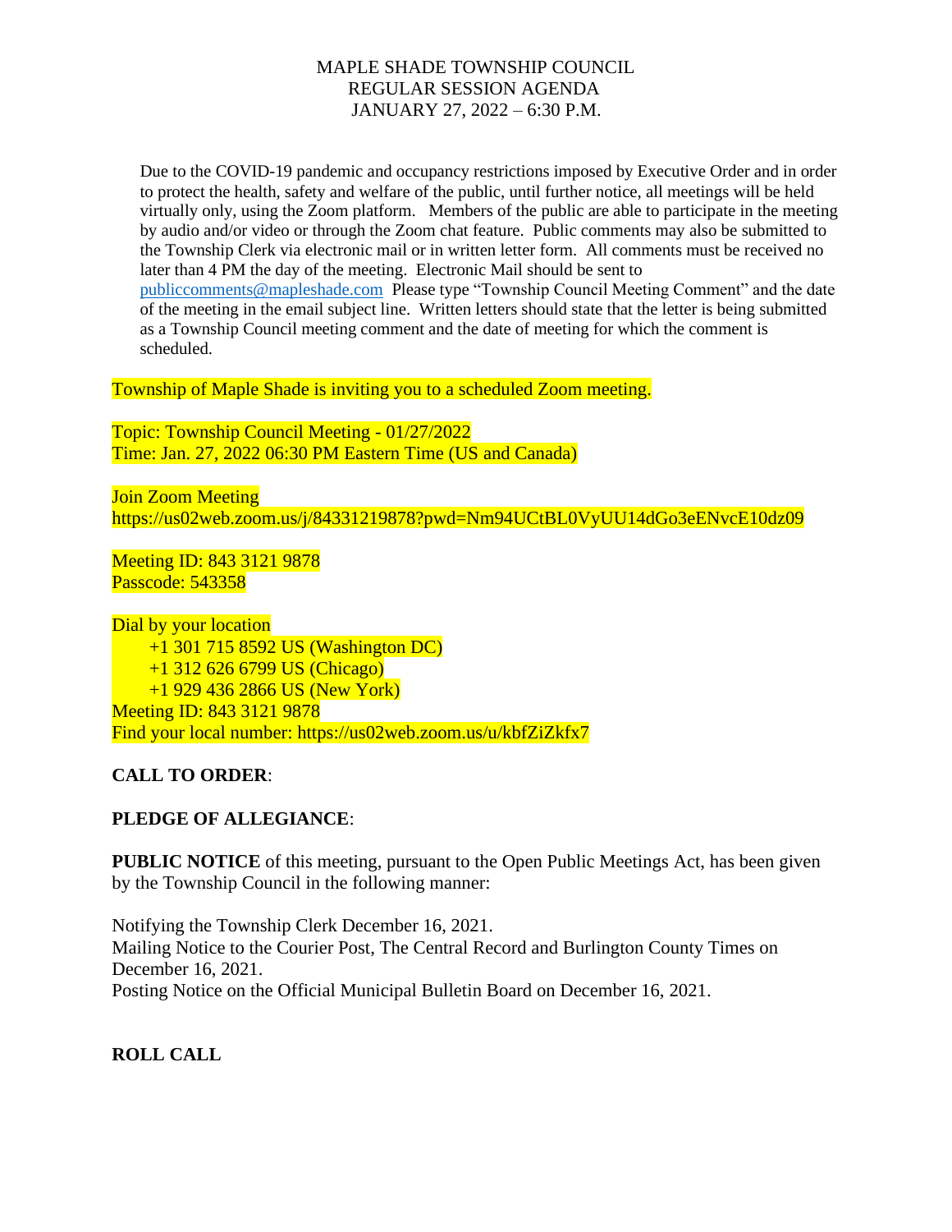# MAPLE SHADE TOWNSHIP COUNCIL
## REGULAR SESSION AGENDA
## JANUARY 27, 2022 – 6:30 P.M.

Due to the COVID-19 pandemic and occupancy restrictions imposed by Executive Order and in order to protect the health, safety and welfare of the public, until further notice, all meetings will be held virtually only, using the Zoom platform. Members of the public are able to participate in the meeting by audio and/or video or through the Zoom chat feature. Public comments may also be submitted to the Township Clerk via electronic mail or in written letter form. All comments must be received no later than 4 PM the day of the meeting. Electronic Mail should be sent to publiccomments@mapleshade.com Please type "Township Council Meeting Comment" and the date of the meeting in the email subject line. Written letters should state that the letter is being submitted as a Township Council meeting comment and the date of meeting for which the comment is scheduled.

Township of Maple Shade is inviting you to a scheduled Zoom meeting.

Topic: Township Council Meeting - 01/27/2022
Time: Jan. 27, 2022 06:30 PM Eastern Time (US and Canada)

Join Zoom Meeting
https://us02web.zoom.us/j/84331219878?pwd=Nm94UCtBL0VyUU14dGo3eENvcE10dz09

Meeting ID: 843 3121 9878
Passcode: 543358

Dial by your location
+1 301 715 8592 US (Washington DC)
+1 312 626 6799 US (Chicago)
+1 929 436 2866 US (New York)
Meeting ID: 843 3121 9878
Find your local number: https://us02web.zoom.us/u/kbfZiZkfx7

**CALL TO ORDER**:

**PLEDGE OF ALLEGIANCE**:

**PUBLIC NOTICE** of this meeting, pursuant to the Open Public Meetings Act, has been given by the Township Council in the following manner:

Notifying the Township Clerk December 16, 2021.
Mailing Notice to the Courier Post, The Central Record and Burlington County Times on December 16, 2021.
Posting Notice on the Official Municipal Bulletin Board on December 16, 2021.

**ROLL CALL**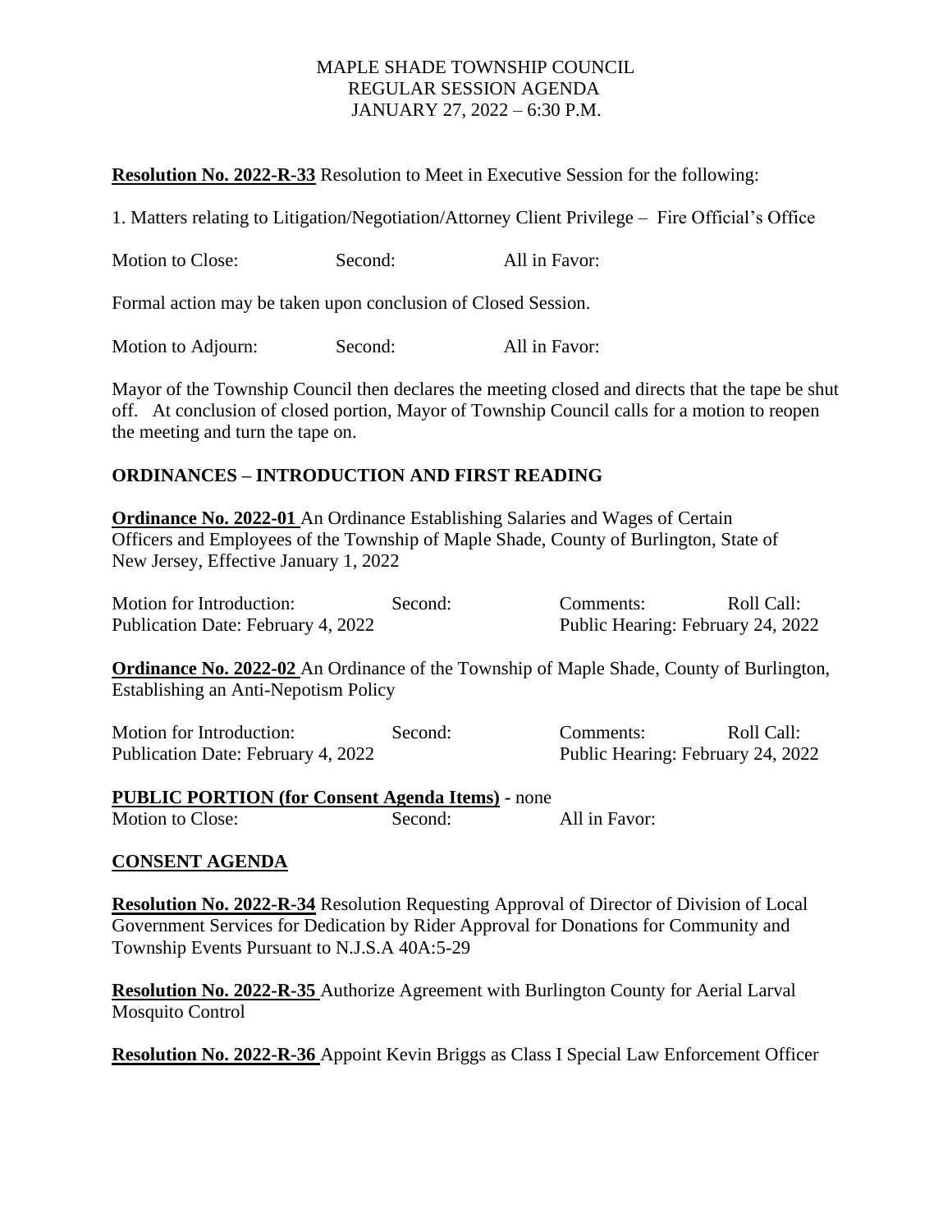MAPLE SHADE TOWNSHIP COUNCIL
REGULAR SESSION AGENDA
JANUARY 27, 2022 – 6:30 P.M.

**Resolution No. 2022-R-33** Resolution to Meet in Executive Session for the following:

1. Matters relating to Litigation/Negotiation/Attorney Client Privilege – Fire Official's Office

Motion to Close: Second: All in Favor:

Formal action may be taken upon conclusion of Closed Session.

Motion to Adjourn: Second: All in Favor:

Mayor of the Township Council then declares the meeting closed and directs that the tape be shut off. At conclusion of closed portion, Mayor of Township Council calls for a motion to reopen the meeting and turn the tape on.

## ORDINANCES – INTRODUCTION AND FIRST READING

**Ordinance No. 2022-01** An Ordinance Establishing Salaries and Wages of Certain Officers and Employees of the Township of Maple Shade, County of Burlington, State of New Jersey, Effective January 1, 2022

Motion for Introduction: Second: Comments: Roll Call:
Publication Date: February 4, 2022 Public Hearing: February 24, 2022

**Ordinance No. 2022-02** An Ordinance of the Township of Maple Shade, County of Burlington, Establishing an Anti-Nepotism Policy

Motion for Introduction: Second: Comments: Roll Call:
Publication Date: February 4, 2022 Public Hearing: February 24, 2022

**PUBLIC PORTION (for Consent Agenda Items)** - none
Motion to Close: Second: All in Favor:

## CONSENT AGENDA

**Resolution No. 2022-R-34** Resolution Requesting Approval of Director of Division of Local Government Services for Dedication by Rider Approval for Donations for Community and Township Events Pursuant to N.J.S.A 40A:5-29

**Resolution No. 2022-R-35** Authorize Agreement with Burlington County for Aerial Larval Mosquito Control

**Resolution No. 2022-R-36** Appoint Kevin Briggs as Class I Special Law Enforcement Officer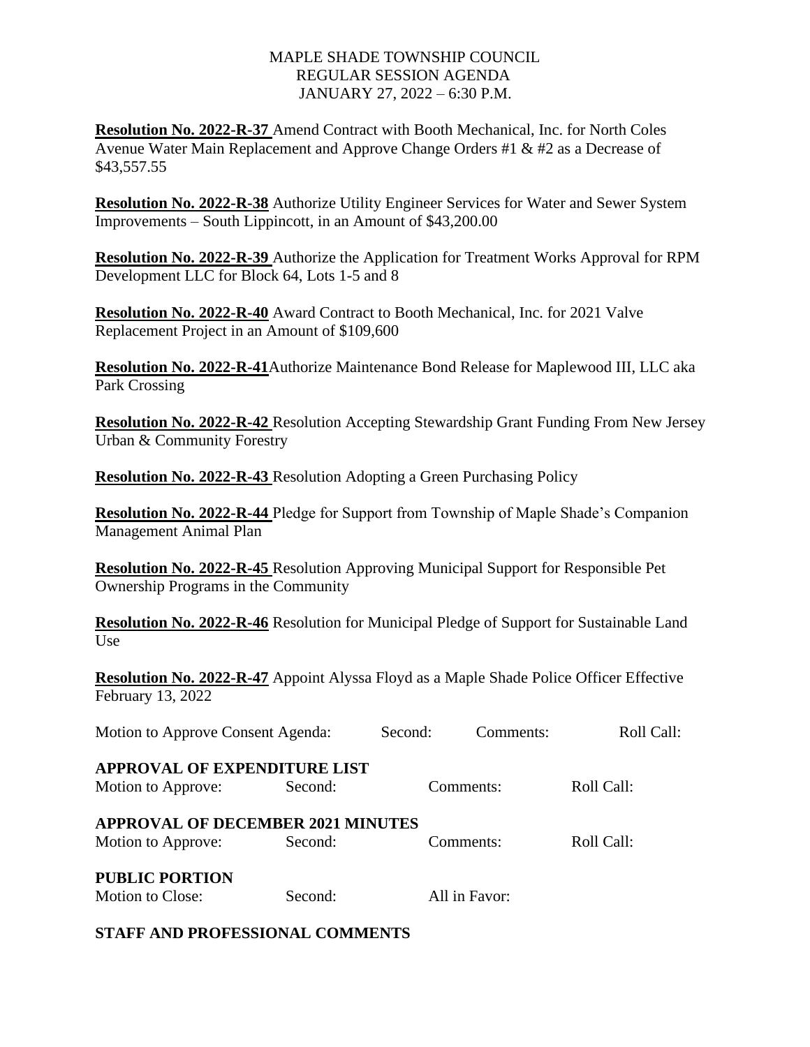MAPLE SHADE TOWNSHIP COUNCIL
REGULAR SESSION AGENDA
JANUARY 27, 2022 – 6:30 P.M.

**Resolution No. 2022-R-37** Amend Contract with Booth Mechanical, Inc. for North Coles Avenue Water Main Replacement and Approve Change Orders #1 & #2 as a Decrease of $43,557.55

**Resolution No. 2022-R-38** Authorize Utility Engineer Services for Water and Sewer System Improvements – South Lippincott, in an Amount of $43,200.00

**Resolution No. 2022-R-39** Authorize the Application for Treatment Works Approval for RPM Development LLC for Block 64, Lots 1-5 and 8

**Resolution No. 2022-R-40** Award Contract to Booth Mechanical, Inc. for 2021 Valve Replacement Project in an Amount of $109,600

**Resolution No. 2022-R-41** Authorize Maintenance Bond Release for Maplewood III, LLC aka Park Crossing

**Resolution No. 2022-R-42** Resolution Accepting Stewardship Grant Funding From New Jersey Urban & Community Forestry

**Resolution No. 2022-R-43** Resolution Adopting a Green Purchasing Policy

**Resolution No. 2022-R-44** Pledge for Support from Township of Maple Shade's Companion Management Animal Plan

**Resolution No. 2022-R-45** Resolution Approving Municipal Support for Responsible Pet Ownership Programs in the Community

**Resolution No. 2022-R-46** Resolution for Municipal Pledge of Support for Sustainable Land Use

**Resolution No. 2022-R-47** Appoint Alyssa Floyd as a Maple Shade Police Officer Effective February 13, 2022

Motion to Approve Consent Agenda: Second: Comments: Roll Call:

**APPROVAL OF EXPENDITURE LIST**
Motion to Approve: Second: Comments: Roll Call:

**APPROVAL OF DECEMBER 2021 MINUTES**
Motion to Approve: Second: Comments: Roll Call:

**PUBLIC PORTION**
Motion to Close: Second: All in Favor:

**STAFF AND PROFESSIONAL COMMENTS**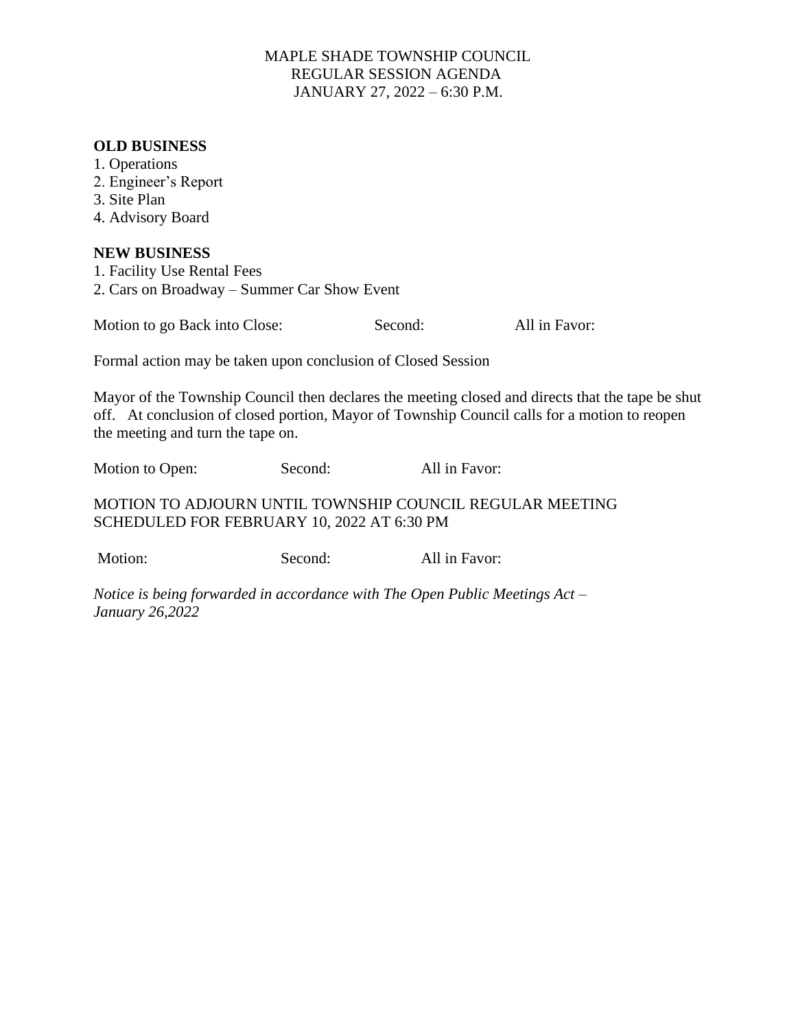MAPLE SHADE TOWNSHIP COUNCIL
REGULAR SESSION AGENDA
JANUARY 27, 2022 – 6:30 P.M.

**OLD BUSINESS**
1. Operations
2. Engineer's Report
3. Site Plan
4. Advisory Board

**NEW BUSINESS**
1. Facility Use Rental Fees
2. Cars on Broadway – Summer Car Show Event

Motion to go Back into Close: Second: All in Favor:

Formal action may be taken upon conclusion of Closed Session

Mayor of the Township Council then declares the meeting closed and directs that the tape be shut off. At conclusion of closed portion, Mayor of Township Council calls for a motion to reopen the meeting and turn the tape on.

Motion to Open: Second: All in Favor:

MOTION TO ADJOURN UNTIL TOWNSHIP COUNCIL REGULAR MEETING SCHEDULED FOR FEBRUARY 10, 2022 AT 6:30 PM

Motion: Second: All in Favor:

*Notice is being forwarded in accordance with The Open Public Meetings Act – January 26,2022*